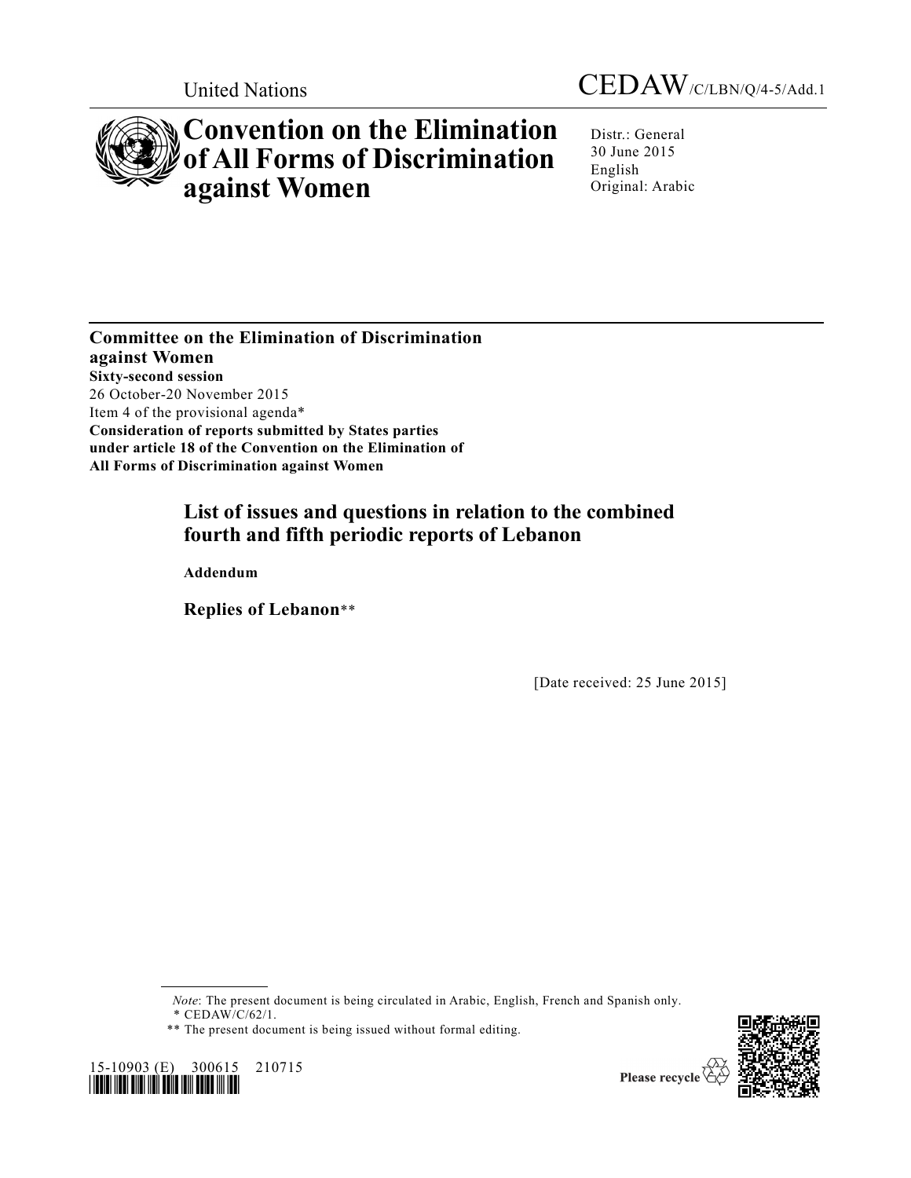United Nations

CEDAW/C/LBN/Q/4-5/Add.1

# Convention on the Elimination of All Forms of Discrimination against Women

Distr.: General
30 June 2015
English
Original: Arabic

**Committee on the Elimination of Discrimination against Women**
**Sixty-second session**
26 October-20 November 2015
Item 4 of the provisional agenda*
**Consideration of reports submitted by States parties under article 18 of the Convention on the Elimination of All Forms of Discrimination against Women**

## List of issues and questions in relation to the combined fourth and fifth periodic reports of Lebanon

**Addendum**

**Replies of Lebanon****

[Date received: 25 June 2015]

*Note*: The present document is being circulated in Arabic, English, French and Spanish only.

\* CEDAW/C/62/1.

\*\* The present document is being issued without formal editing.

15-10903 (E) 300615 210715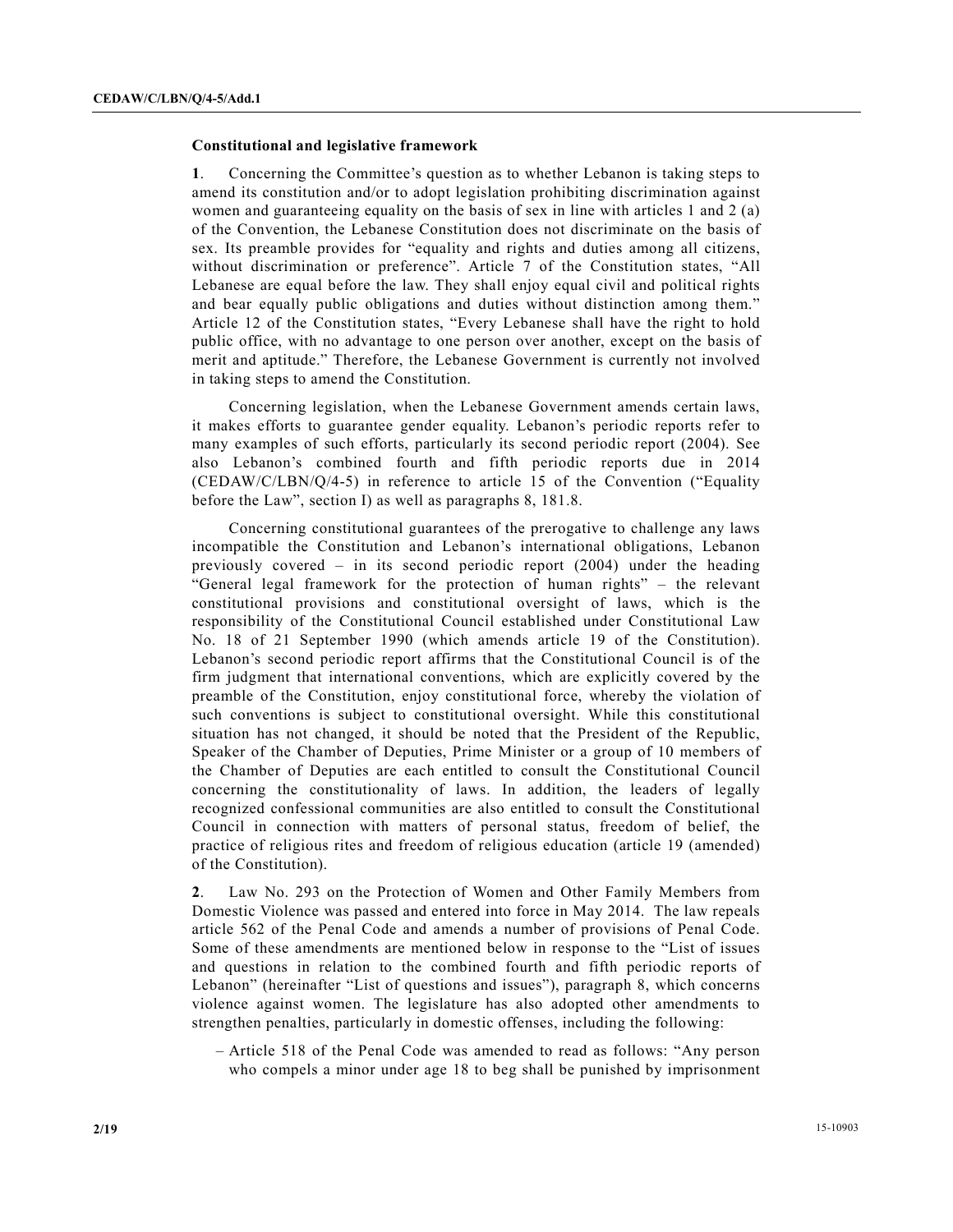**Constitutional and legislative framework**

**1**. Concerning the Committee's question as to whether Lebanon is taking steps to amend its constitution and/or to adopt legislation prohibiting discrimination against women and guaranteeing equality on the basis of sex in line with articles 1 and 2 (a) of the Convention, the Lebanese Constitution does not discriminate on the basis of sex. Its preamble provides for "equality and rights and duties among all citizens, without discrimination or preference". Article 7 of the Constitution states, "All Lebanese are equal before the law. They shall enjoy equal civil and political rights and bear equally public obligations and duties without distinction among them." Article 12 of the Constitution states, "Every Lebanese shall have the right to hold public office, with no advantage to one person over another, except on the basis of merit and aptitude." Therefore, the Lebanese Government is currently not involved in taking steps to amend the Constitution.

Concerning legislation, when the Lebanese Government amends certain laws, it makes efforts to guarantee gender equality. Lebanon's periodic reports refer to many examples of such efforts, particularly its second periodic report (2004). See also Lebanon's combined fourth and fifth periodic reports due in 2014 (CEDAW/C/LBN/Q/4-5) in reference to article 15 of the Convention ("Equality before the Law", section I) as well as paragraphs 8, 181.8.

Concerning constitutional guarantees of the prerogative to challenge any laws incompatible the Constitution and Lebanon's international obligations, Lebanon previously covered – in its second periodic report (2004) under the heading "General legal framework for the protection of human rights" – the relevant constitutional provisions and constitutional oversight of laws, which is the responsibility of the Constitutional Council established under Constitutional Law No. 18 of 21 September 1990 (which amends article 19 of the Constitution). Lebanon's second periodic report affirms that the Constitutional Council is of the firm judgment that international conventions, which are explicitly covered by the preamble of the Constitution, enjoy constitutional force, whereby the violation of such conventions is subject to constitutional oversight. While this constitutional situation has not changed, it should be noted that the President of the Republic, Speaker of the Chamber of Deputies, Prime Minister or a group of 10 members of the Chamber of Deputies are each entitled to consult the Constitutional Council concerning the constitutionality of laws. In addition, the leaders of legally recognized confessional communities are also entitled to consult the Constitutional Council in connection with matters of personal status, freedom of belief, the practice of religious rites and freedom of religious education (article 19 (amended) of the Constitution).

**2**. Law No. 293 on the Protection of Women and Other Family Members from Domestic Violence was passed and entered into force in May 2014. The law repeals article 562 of the Penal Code and amends a number of provisions of Penal Code. Some of these amendments are mentioned below in response to the "List of issues and questions in relation to the combined fourth and fifth periodic reports of Lebanon" (hereinafter "List of questions and issues"), paragraph 8, which concerns violence against women. The legislature has also adopted other amendments to strengthen penalties, particularly in domestic offenses, including the following:

- Article 518 of the Penal Code was amended to read as follows: "Any person who compels a minor under age 18 to beg shall be punished by imprisonment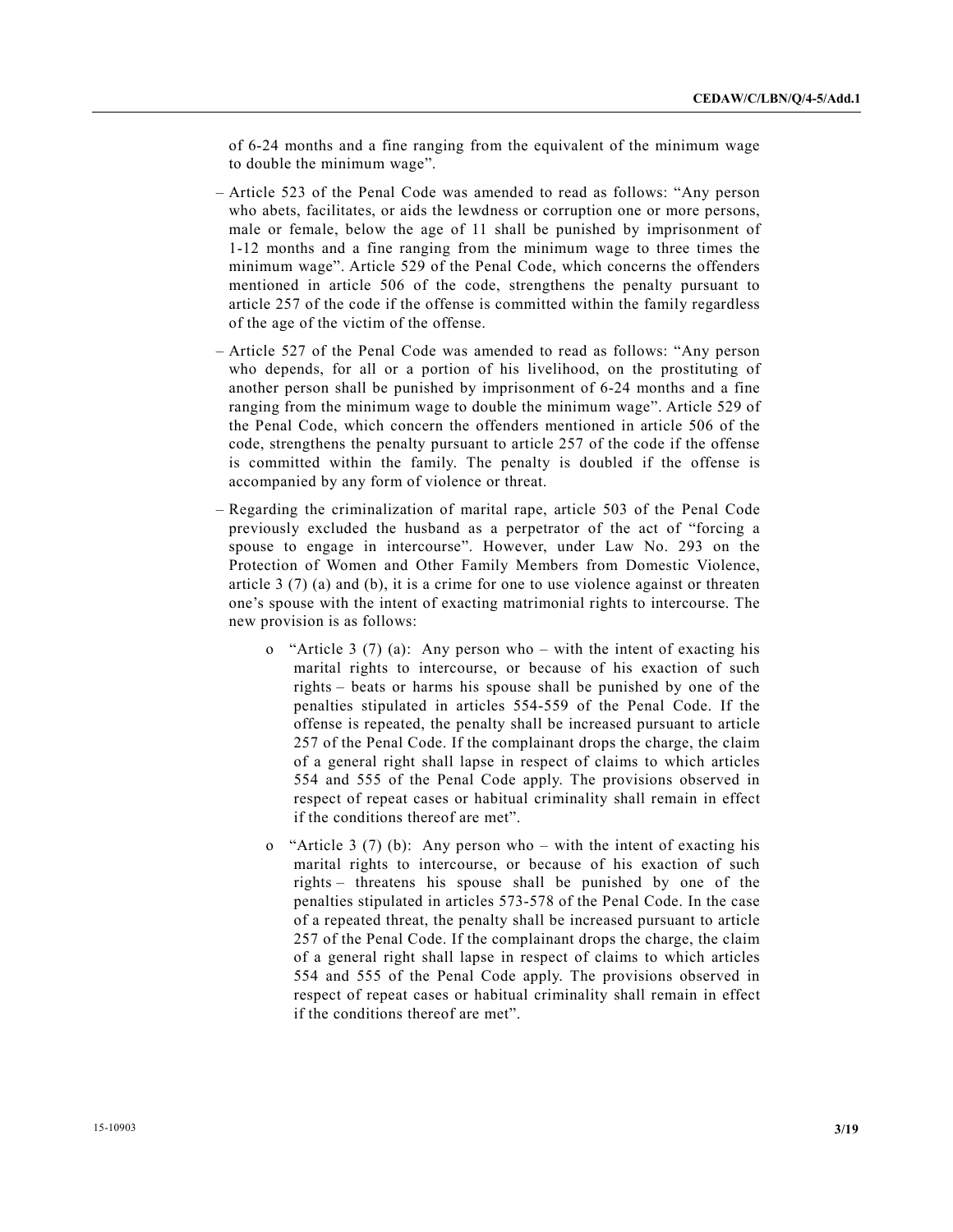of 6-24 months and a fine ranging from the equivalent of the minimum wage to double the minimum wage".

- Article 523 of the Penal Code was amended to read as follows: "Any person who abets, facilitates, or aids the lewdness or corruption one or more persons, male or female, below the age of 11 shall be punished by imprisonment of 1-12 months and a fine ranging from the minimum wage to three times the minimum wage". Article 529 of the Penal Code, which concerns the offenders mentioned in article 506 of the code, strengthens the penalty pursuant to article 257 of the code if the offense is committed within the family regardless of the age of the victim of the offense.

- Article 527 of the Penal Code was amended to read as follows: "Any person who depends, for all or a portion of his livelihood, on the prostituting of another person shall be punished by imprisonment of 6-24 months and a fine ranging from the minimum wage to double the minimum wage". Article 529 of the Penal Code, which concern the offenders mentioned in article 506 of the code, strengthens the penalty pursuant to article 257 of the code if the offense is committed within the family. The penalty is doubled if the offense is accompanied by any form of violence or threat.

- Regarding the criminalization of marital rape, article 503 of the Penal Code previously excluded the husband as a perpetrator of the act of "forcing a spouse to engage in intercourse". However, under Law No. 293 on the Protection of Women and Other Family Members from Domestic Violence, article 3 (7) (a) and (b), it is a crime for one to use violence against or threaten one's spouse with the intent of exacting matrimonial rights to intercourse. The new provision is as follows:

  - "Article 3 (7) (a): Any person who – with the intent of exacting his marital rights to intercourse, or because of his exaction of such rights – beats or harms his spouse shall be punished by one of the penalties stipulated in articles 554-559 of the Penal Code. If the offense is repeated, the penalty shall be increased pursuant to article 257 of the Penal Code. If the complainant drops the charge, the claim of a general right shall lapse in respect of claims to which articles 554 and 555 of the Penal Code apply. The provisions observed in respect of repeat cases or habitual criminality shall remain in effect if the conditions thereof are met".

  - "Article 3 (7) (b): Any person who – with the intent of exacting his marital rights to intercourse, or because of his exaction of such rights – threatens his spouse shall be punished by one of the penalties stipulated in articles 573-578 of the Penal Code. In the case of a repeated threat, the penalty shall be increased pursuant to article 257 of the Penal Code. If the complainant drops the charge, the claim of a general right shall lapse in respect of claims to which articles 554 and 555 of the Penal Code apply. The provisions observed in respect of repeat cases or habitual criminality shall remain in effect if the conditions thereof are met".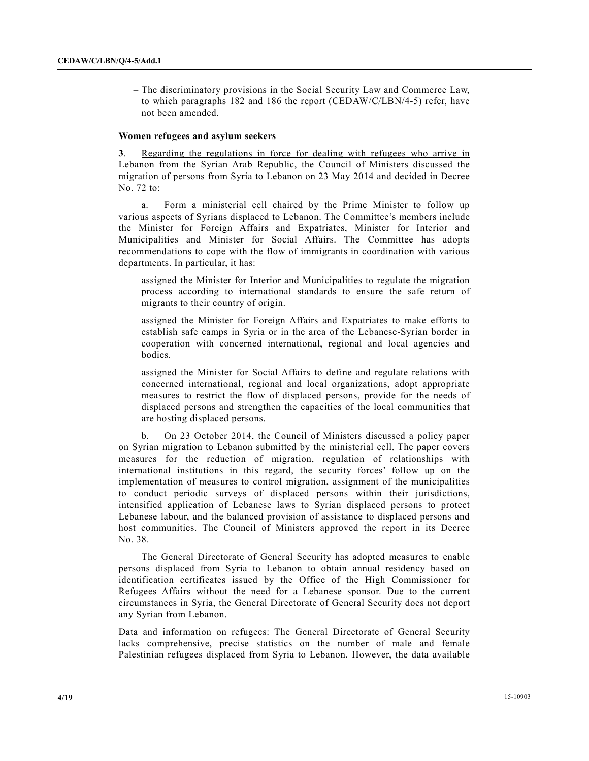– The discriminatory provisions in the Social Security Law and Commerce Law, to which paragraphs 182 and 186 the report (CEDAW/C/LBN/4-5) refer, have not been amended.

### Women refugees and asylum seekers

**3**. Regarding the regulations in force for dealing with refugees who arrive in Lebanon from the Syrian Arab Republic, the Council of Ministers discussed the migration of persons from Syria to Lebanon on 23 May 2014 and decided in Decree No. 72 to:

a. Form a ministerial cell chaired by the Prime Minister to follow up various aspects of Syrians displaced to Lebanon. The Committee's members include the Minister for Foreign Affairs and Expatriates, Minister for Interior and Municipalities and Minister for Social Affairs. The Committee has adopts recommendations to cope with the flow of immigrants in coordination with various departments. In particular, it has:

– assigned the Minister for Interior and Municipalities to regulate the migration process according to international standards to ensure the safe return of migrants to their country of origin.

– assigned the Minister for Foreign Affairs and Expatriates to make efforts to establish safe camps in Syria or in the area of the Lebanese-Syrian border in cooperation with concerned international, regional and local agencies and bodies.

– assigned the Minister for Social Affairs to define and regulate relations with concerned international, regional and local organizations, adopt appropriate measures to restrict the flow of displaced persons, provide for the needs of displaced persons and strengthen the capacities of the local communities that are hosting displaced persons.

b. On 23 October 2014, the Council of Ministers discussed a policy paper on Syrian migration to Lebanon submitted by the ministerial cell. The paper covers measures for the reduction of migration, regulation of relationships with international institutions in this regard, the security forces' follow up on the implementation of measures to control migration, assignment of the municipalities to conduct periodic surveys of displaced persons within their jurisdictions, intensified application of Lebanese laws to Syrian displaced persons to protect Lebanese labour, and the balanced provision of assistance to displaced persons and host communities. The Council of Ministers approved the report in its Decree No. 38.

The General Directorate of General Security has adopted measures to enable persons displaced from Syria to Lebanon to obtain annual residency based on identification certificates issued by the Office of the High Commissioner for Refugees Affairs without the need for a Lebanese sponsor. Due to the current circumstances in Syria, the General Directorate of General Security does not deport any Syrian from Lebanon.

Data and information on refugees: The General Directorate of General Security lacks comprehensive, precise statistics on the number of male and female Palestinian refugees displaced from Syria to Lebanon. However, the data available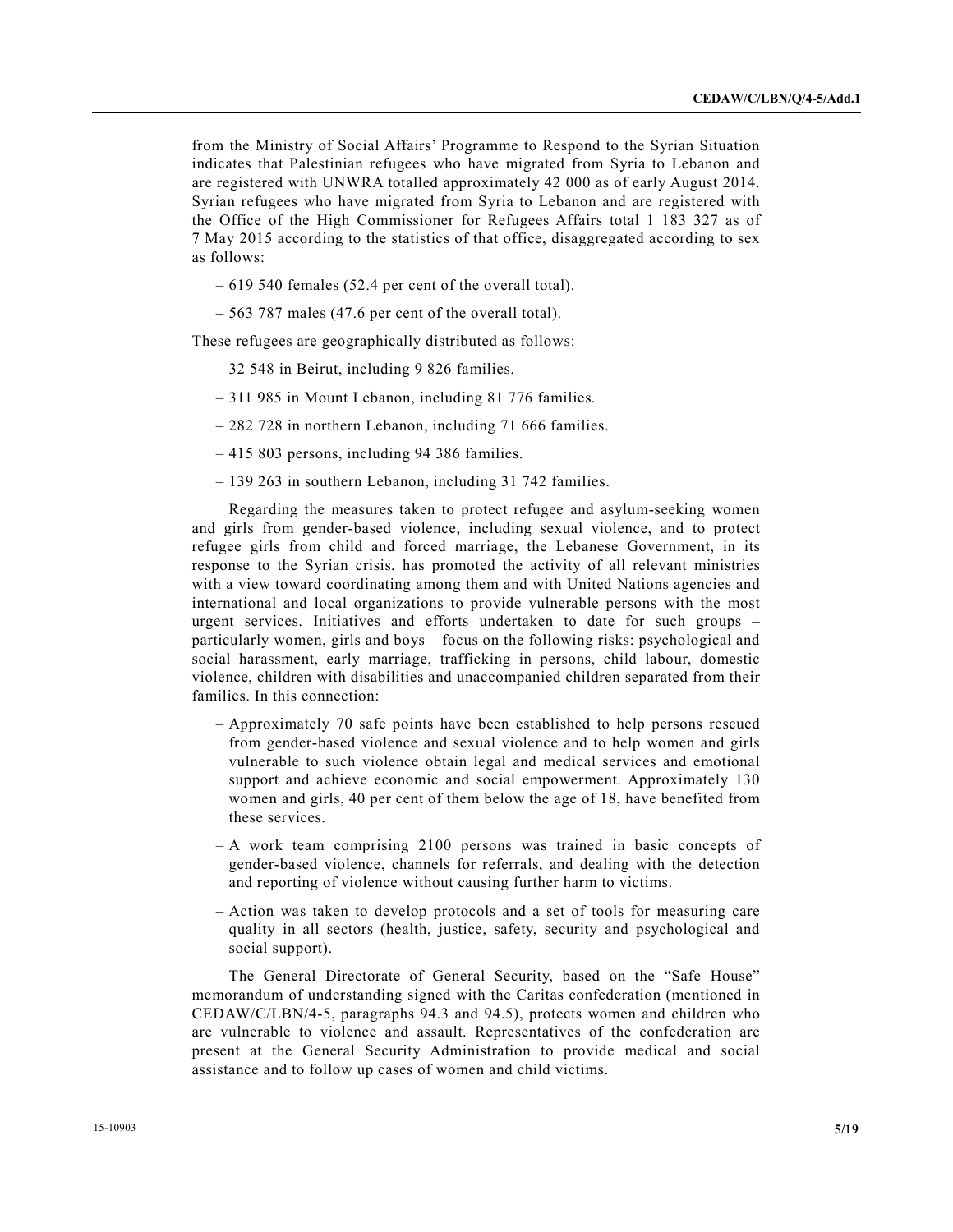from the Ministry of Social Affairs' Programme to Respond to the Syrian Situation indicates that Palestinian refugees who have migrated from Syria to Lebanon and are registered with UNWRA totalled approximately 42 000 as of early August 2014. Syrian refugees who have migrated from Syria to Lebanon and are registered with the Office of the High Commissioner for Refugees Affairs total 1 183 327 as of 7 May 2015 according to the statistics of that office, disaggregated according to sex as follows:

– 619 540 females (52.4 per cent of the overall total).

– 563 787 males (47.6 per cent of the overall total).

These refugees are geographically distributed as follows:

– 32 548 in Beirut, including 9 826 families.

– 311 985 in Mount Lebanon, including 81 776 families.

– 282 728 in northern Lebanon, including 71 666 families.

– 415 803 persons, including 94 386 families.

– 139 263 in southern Lebanon, including 31 742 families.

Regarding the measures taken to protect refugee and asylum-seeking women and girls from gender-based violence, including sexual violence, and to protect refugee girls from child and forced marriage, the Lebanese Government, in its response to the Syrian crisis, has promoted the activity of all relevant ministries with a view toward coordinating among them and with United Nations agencies and international and local organizations to provide vulnerable persons with the most urgent services. Initiatives and efforts undertaken to date for such groups – particularly women, girls and boys – focus on the following risks: psychological and social harassment, early marriage, trafficking in persons, child labour, domestic violence, children with disabilities and unaccompanied children separated from their families. In this connection:

– Approximately 70 safe points have been established to help persons rescued from gender-based violence and sexual violence and to help women and girls vulnerable to such violence obtain legal and medical services and emotional support and achieve economic and social empowerment. Approximately 130 women and girls, 40 per cent of them below the age of 18, have benefited from these services.

– A work team comprising 2100 persons was trained in basic concepts of gender-based violence, channels for referrals, and dealing with the detection and reporting of violence without causing further harm to victims.

– Action was taken to develop protocols and a set of tools for measuring care quality in all sectors (health, justice, safety, security and psychological and social support).

The General Directorate of General Security, based on the "Safe House" memorandum of understanding signed with the Caritas confederation (mentioned in CEDAW/C/LBN/4-5, paragraphs 94.3 and 94.5), protects women and children who are vulnerable to violence and assault. Representatives of the confederation are present at the General Security Administration to provide medical and social assistance and to follow up cases of women and child victims.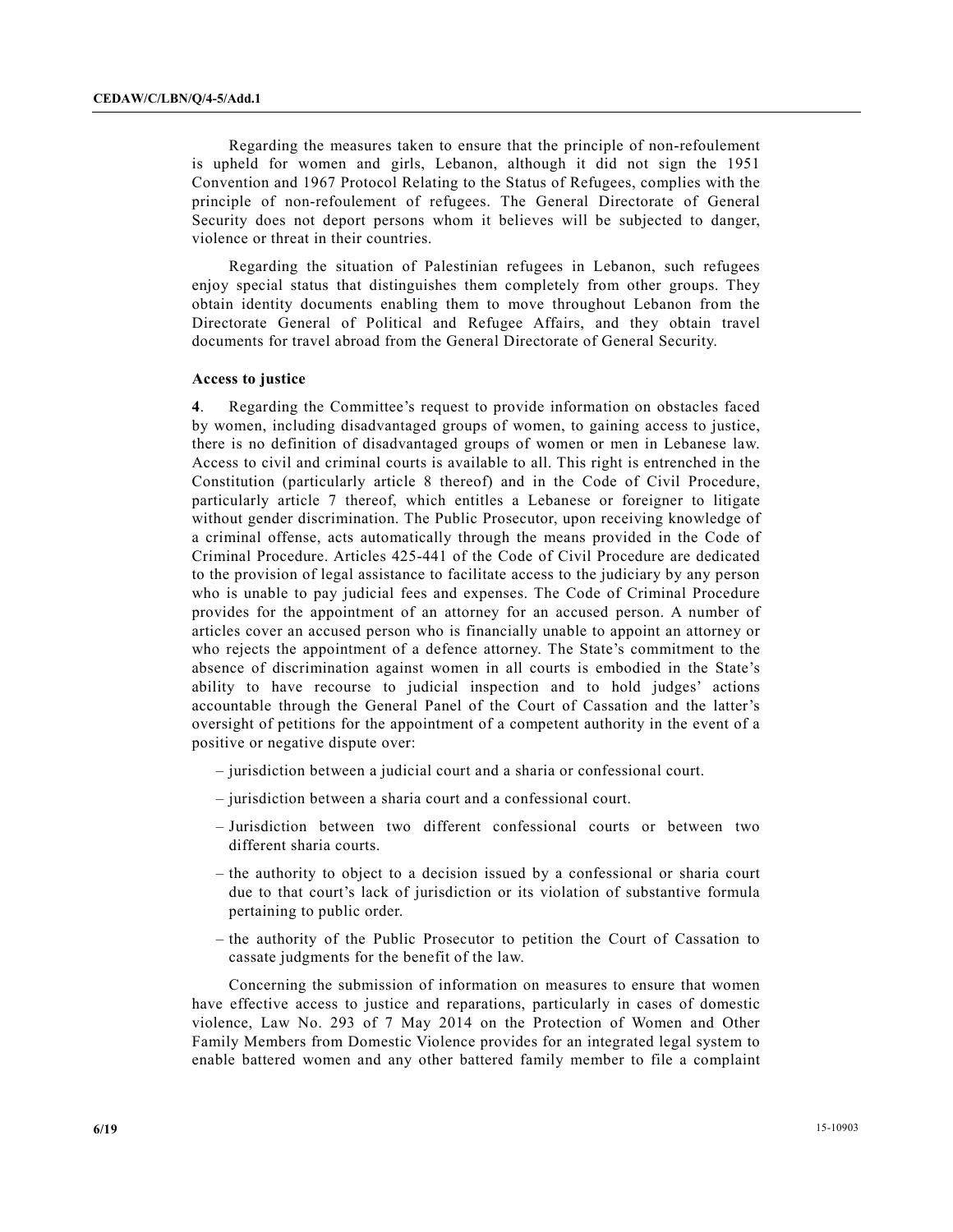Regarding the measures taken to ensure that the principle of non-refoulement is upheld for women and girls, Lebanon, although it did not sign the 1951 Convention and 1967 Protocol Relating to the Status of Refugees, complies with the principle of non-refoulement of refugees. The General Directorate of General Security does not deport persons whom it believes will be subjected to danger, violence or threat in their countries.

Regarding the situation of Palestinian refugees in Lebanon, such refugees enjoy special status that distinguishes them completely from other groups. They obtain identity documents enabling them to move throughout Lebanon from the Directorate General of Political and Refugee Affairs, and they obtain travel documents for travel abroad from the General Directorate of General Security.

**Access to justice**

**4**. Regarding the Committee's request to provide information on obstacles faced by women, including disadvantaged groups of women, to gaining access to justice, there is no definition of disadvantaged groups of women or men in Lebanese law. Access to civil and criminal courts is available to all. This right is entrenched in the Constitution (particularly article 8 thereof) and in the Code of Civil Procedure, particularly article 7 thereof, which entitles a Lebanese or foreigner to litigate without gender discrimination. The Public Prosecutor, upon receiving knowledge of a criminal offense, acts automatically through the means provided in the Code of Criminal Procedure. Articles 425-441 of the Code of Civil Procedure are dedicated to the provision of legal assistance to facilitate access to the judiciary by any person who is unable to pay judicial fees and expenses. The Code of Criminal Procedure provides for the appointment of an attorney for an accused person. A number of articles cover an accused person who is financially unable to appoint an attorney or who rejects the appointment of a defence attorney. The State's commitment to the absence of discrimination against women in all courts is embodied in the State's ability to have recourse to judicial inspection and to hold judges' actions accountable through the General Panel of the Court of Cassation and the latter's oversight of petitions for the appointment of a competent authority in the event of a positive or negative dispute over:

- jurisdiction between a judicial court and a sharia or confessional court.
- jurisdiction between a sharia court and a confessional court.
- Jurisdiction between two different confessional courts or between two different sharia courts.
- the authority to object to a decision issued by a confessional or sharia court due to that court's lack of jurisdiction or its violation of substantive formula pertaining to public order.
- the authority of the Public Prosecutor to petition the Court of Cassation to cassate judgments for the benefit of the law.

Concerning the submission of information on measures to ensure that women have effective access to justice and reparations, particularly in cases of domestic violence, Law No. 293 of 7 May 2014 on the Protection of Women and Other Family Members from Domestic Violence provides for an integrated legal system to enable battered women and any other battered family member to file a complaint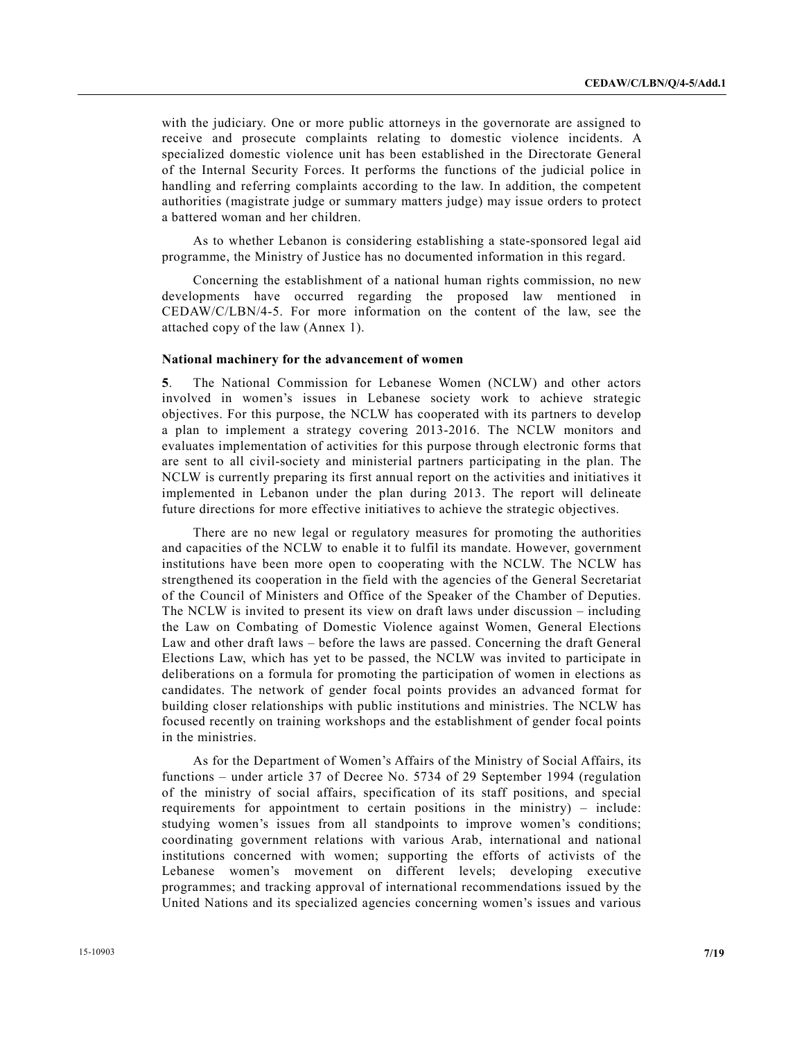with the judiciary. One or more public attorneys in the governorate are assigned to receive and prosecute complaints relating to domestic violence incidents. A specialized domestic violence unit has been established in the Directorate General of the Internal Security Forces. It performs the functions of the judicial police in handling and referring complaints according to the law. In addition, the competent authorities (magistrate judge or summary matters judge) may issue orders to protect a battered woman and her children.

As to whether Lebanon is considering establishing a state-sponsored legal aid programme, the Ministry of Justice has no documented information in this regard.

Concerning the establishment of a national human rights commission, no new developments have occurred regarding the proposed law mentioned in CEDAW/C/LBN/4-5. For more information on the content of the law, see the attached copy of the law (Annex 1).

### National machinery for the advancement of women

**5**. The National Commission for Lebanese Women (NCLW) and other actors involved in women's issues in Lebanese society work to achieve strategic objectives. For this purpose, the NCLW has cooperated with its partners to develop a plan to implement a strategy covering 2013-2016. The NCLW monitors and evaluates implementation of activities for this purpose through electronic forms that are sent to all civil-society and ministerial partners participating in the plan. The NCLW is currently preparing its first annual report on the activities and initiatives it implemented in Lebanon under the plan during 2013. The report will delineate future directions for more effective initiatives to achieve the strategic objectives.

There are no new legal or regulatory measures for promoting the authorities and capacities of the NCLW to enable it to fulfil its mandate. However, government institutions have been more open to cooperating with the NCLW. The NCLW has strengthened its cooperation in the field with the agencies of the General Secretariat of the Council of Ministers and Office of the Speaker of the Chamber of Deputies. The NCLW is invited to present its view on draft laws under discussion – including the Law on Combating of Domestic Violence against Women, General Elections Law and other draft laws – before the laws are passed. Concerning the draft General Elections Law, which has yet to be passed, the NCLW was invited to participate in deliberations on a formula for promoting the participation of women in elections as candidates. The network of gender focal points provides an advanced format for building closer relationships with public institutions and ministries. The NCLW has focused recently on training workshops and the establishment of gender focal points in the ministries.

As for the Department of Women's Affairs of the Ministry of Social Affairs, its functions – under article 37 of Decree No. 5734 of 29 September 1994 (regulation of the ministry of social affairs, specification of its staff positions, and special requirements for appointment to certain positions in the ministry) – include: studying women's issues from all standpoints to improve women's conditions; coordinating government relations with various Arab, international and national institutions concerned with women; supporting the efforts of activists of the Lebanese women's movement on different levels; developing executive programmes; and tracking approval of international recommendations issued by the United Nations and its specialized agencies concerning women's issues and various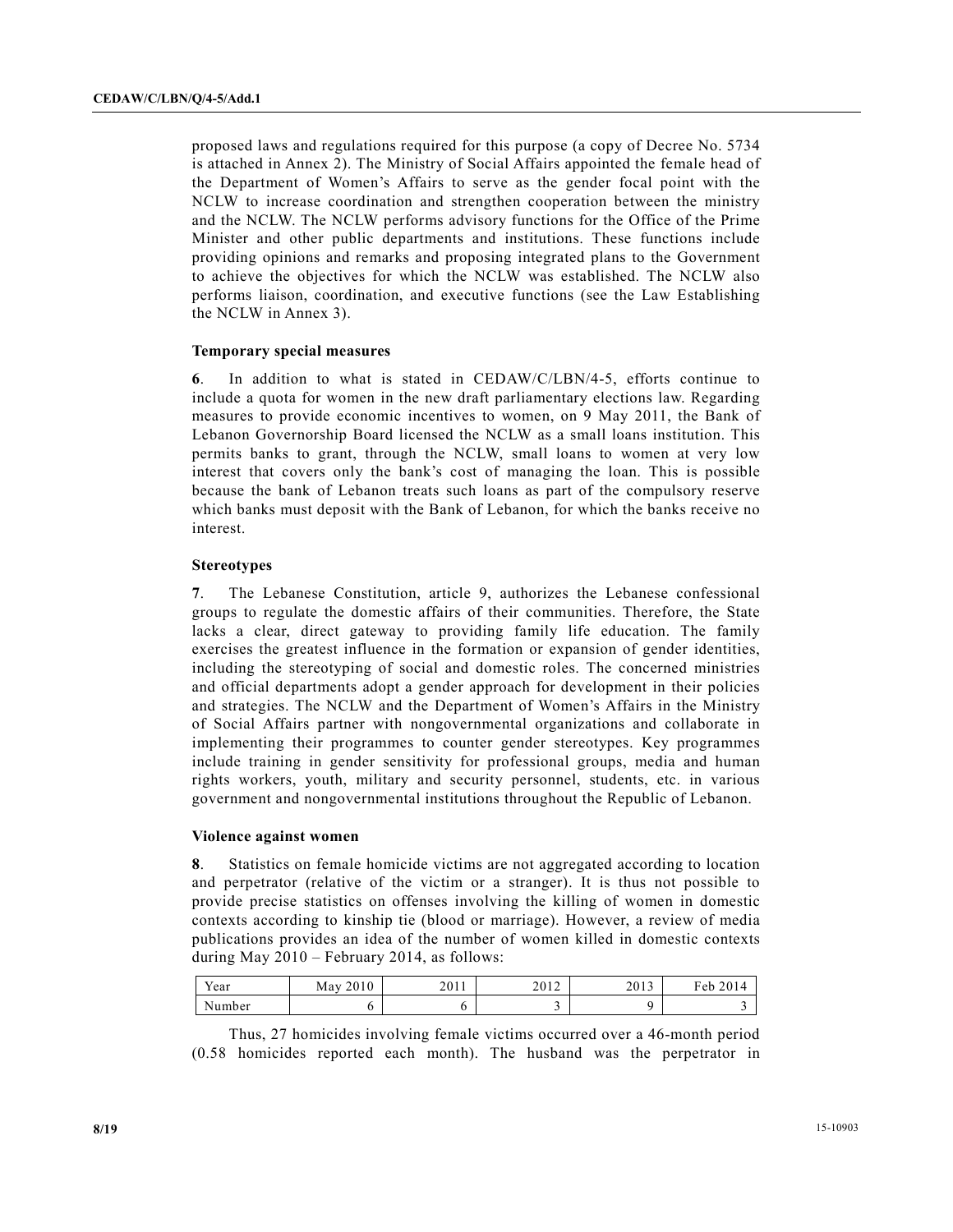proposed laws and regulations required for this purpose (a copy of Decree No. 5734 is attached in Annex 2). The Ministry of Social Affairs appointed the female head of the Department of Women's Affairs to serve as the gender focal point with the NCLW to increase coordination and strengthen cooperation between the ministry and the NCLW. The NCLW performs advisory functions for the Office of the Prime Minister and other public departments and institutions. These functions include providing opinions and remarks and proposing integrated plans to the Government to achieve the objectives for which the NCLW was established. The NCLW also performs liaison, coordination, and executive functions (see the Law Establishing the NCLW in Annex 3).

### Temporary special measures

**6**. In addition to what is stated in CEDAW/C/LBN/4-5, efforts continue to include a quota for women in the new draft parliamentary elections law. Regarding measures to provide economic incentives to women, on 9 May 2011, the Bank of Lebanon Governorship Board licensed the NCLW as a small loans institution. This permits banks to grant, through the NCLW, small loans to women at very low interest that covers only the bank's cost of managing the loan. This is possible because the bank of Lebanon treats such loans as part of the compulsory reserve which banks must deposit with the Bank of Lebanon, for which the banks receive no interest.

### Stereotypes

**7**. The Lebanese Constitution, article 9, authorizes the Lebanese confessional groups to regulate the domestic affairs of their communities. Therefore, the State lacks a clear, direct gateway to providing family life education. The family exercises the greatest influence in the formation or expansion of gender identities, including the stereotyping of social and domestic roles. The concerned ministries and official departments adopt a gender approach for development in their policies and strategies. The NCLW and the Department of Women's Affairs in the Ministry of Social Affairs partner with nongovernmental organizations and collaborate in implementing their programmes to counter gender stereotypes. Key programmes include training in gender sensitivity for professional groups, media and human rights workers, youth, military and security personnel, students, etc. in various government and nongovernmental institutions throughout the Republic of Lebanon.

### Violence against women

**8**. Statistics on female homicide victims are not aggregated according to location and perpetrator (relative of the victim or a stranger). It is thus not possible to provide precise statistics on offenses involving the killing of women in domestic contexts according to kinship tie (blood or marriage). However, a review of media publications provides an idea of the number of women killed in domestic contexts during May 2010 – February 2014, as follows:

| Year | May 2010 | 2011 | 2012 | 2013 | Feb 2014 |
|---|---|---|---|---|---|
| Number | 6 | 6 | 3 | 9 | 3 |

Thus, 27 homicides involving female victims occurred over a 46-month period (0.58 homicides reported each month). The husband was the perpetrator in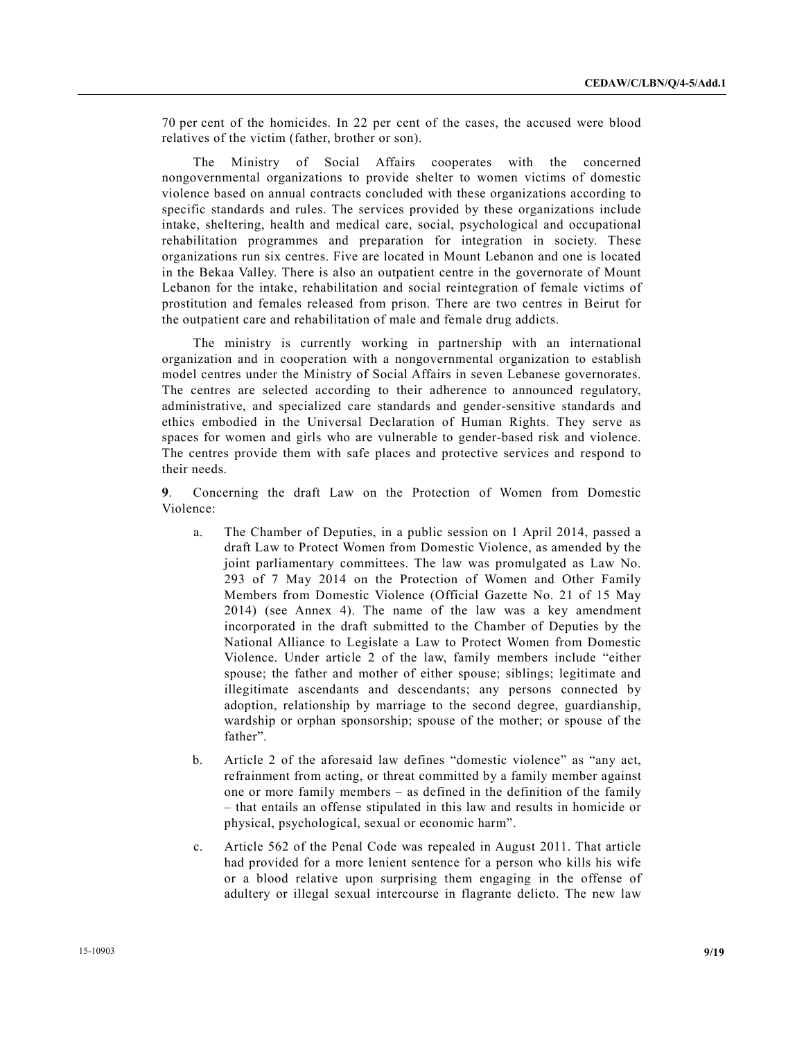70 per cent of the homicides. In 22 per cent of the cases, the accused were blood relatives of the victim (father, brother or son).

The Ministry of Social Affairs cooperates with the concerned nongovernmental organizations to provide shelter to women victims of domestic violence based on annual contracts concluded with these organizations according to specific standards and rules. The services provided by these organizations include intake, sheltering, health and medical care, social, psychological and occupational rehabilitation programmes and preparation for integration in society. These organizations run six centres. Five are located in Mount Lebanon and one is located in the Bekaa Valley. There is also an outpatient centre in the governorate of Mount Lebanon for the intake, rehabilitation and social reintegration of female victims of prostitution and females released from prison. There are two centres in Beirut for the outpatient care and rehabilitation of male and female drug addicts.

The ministry is currently working in partnership with an international organization and in cooperation with a nongovernmental organization to establish model centres under the Ministry of Social Affairs in seven Lebanese governorates. The centres are selected according to their adherence to announced regulatory, administrative, and specialized care standards and gender-sensitive standards and ethics embodied in the Universal Declaration of Human Rights. They serve as spaces for women and girls who are vulnerable to gender-based risk and violence. The centres provide them with safe places and protective services and respond to their needs.

**9**. Concerning the draft Law on the Protection of Women from Domestic Violence:

a. The Chamber of Deputies, in a public session on 1 April 2014, passed a draft Law to Protect Women from Domestic Violence, as amended by the joint parliamentary committees. The law was promulgated as Law No. 293 of 7 May 2014 on the Protection of Women and Other Family Members from Domestic Violence (Official Gazette No. 21 of 15 May 2014) (see Annex 4). The name of the law was a key amendment incorporated in the draft submitted to the Chamber of Deputies by the National Alliance to Legislate a Law to Protect Women from Domestic Violence. Under article 2 of the law, family members include "either spouse; the father and mother of either spouse; siblings; legitimate and illegitimate ascendants and descendants; any persons connected by adoption, relationship by marriage to the second degree, guardianship, wardship or orphan sponsorship; spouse of the mother; or spouse of the father".

b. Article 2 of the aforesaid law defines "domestic violence" as "any act, refrainment from acting, or threat committed by a family member against one or more family members – as defined in the definition of the family – that entails an offense stipulated in this law and results in homicide or physical, psychological, sexual or economic harm".

c. Article 562 of the Penal Code was repealed in August 2011. That article had provided for a more lenient sentence for a person who kills his wife or a blood relative upon surprising them engaging in the offense of adultery or illegal sexual intercourse in flagrante delicto. The new law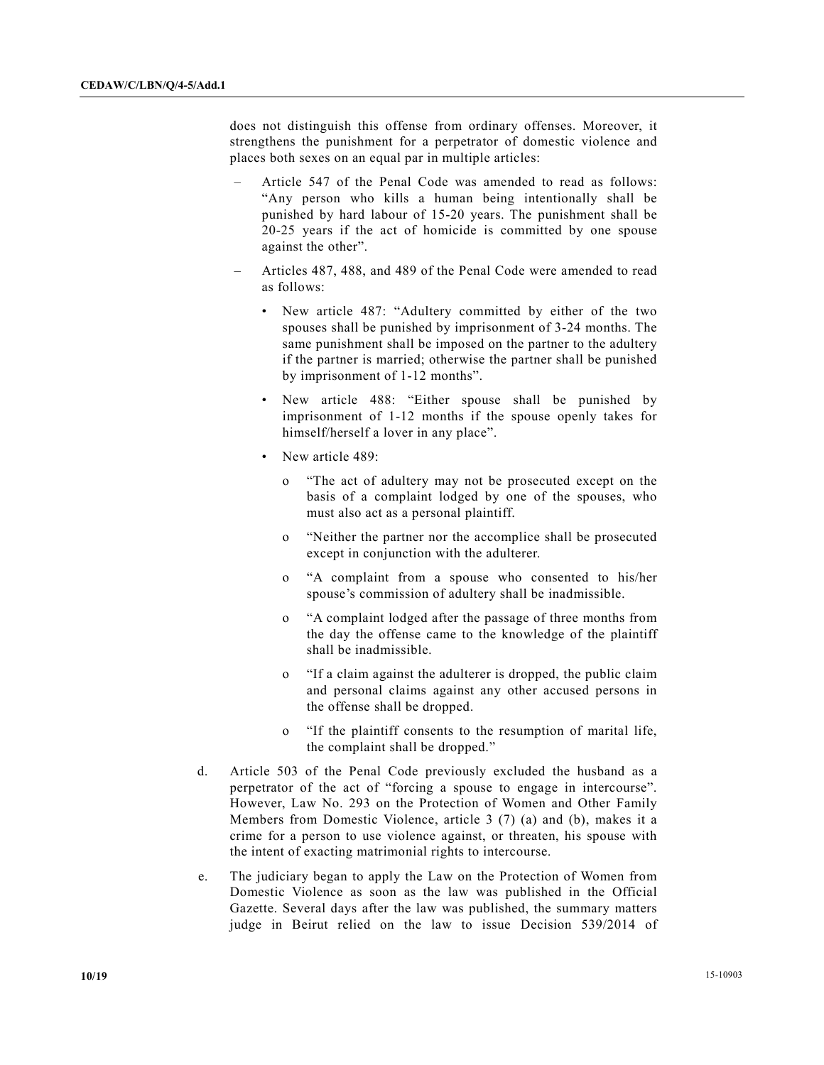does not distinguish this offense from ordinary offenses. Moreover, it strengthens the punishment for a perpetrator of domestic violence and places both sexes on an equal par in multiple articles:

- Article 547 of the Penal Code was amended to read as follows: "Any person who kills a human being intentionally shall be punished by hard labour of 15-20 years. The punishment shall be 20-25 years if the act of homicide is committed by one spouse against the other".
- Articles 487, 488, and 489 of the Penal Code were amended to read as follows:
  - New article 487: "Adultery committed by either of the two spouses shall be punished by imprisonment of 3-24 months. The same punishment shall be imposed on the partner to the adultery if the partner is married; otherwise the partner shall be punished by imprisonment of 1-12 months".
  - New article 488: "Either spouse shall be punished by imprisonment of 1-12 months if the spouse openly takes for himself/herself a lover in any place".
  - New article 489:
    - "The act of adultery may not be prosecuted except on the basis of a complaint lodged by one of the spouses, who must also act as a personal plaintiff.
    - "Neither the partner nor the accomplice shall be prosecuted except in conjunction with the adulterer.
    - "A complaint from a spouse who consented to his/her spouse's commission of adultery shall be inadmissible.
    - "A complaint lodged after the passage of three months from the day the offense came to the knowledge of the plaintiff shall be inadmissible.
    - "If a claim against the adulterer is dropped, the public claim and personal claims against any other accused persons in the offense shall be dropped.
    - "If the plaintiff consents to the resumption of marital life, the complaint shall be dropped."

d. Article 503 of the Penal Code previously excluded the husband as a perpetrator of the act of "forcing a spouse to engage in intercourse". However, Law No. 293 on the Protection of Women and Other Family Members from Domestic Violence, article 3 (7) (a) and (b), makes it a crime for a person to use violence against, or threaten, his spouse with the intent of exacting matrimonial rights to intercourse.

e. The judiciary began to apply the Law on the Protection of Women from Domestic Violence as soon as the law was published in the Official Gazette. Several days after the law was published, the summary matters judge in Beirut relied on the law to issue Decision 539/2014 of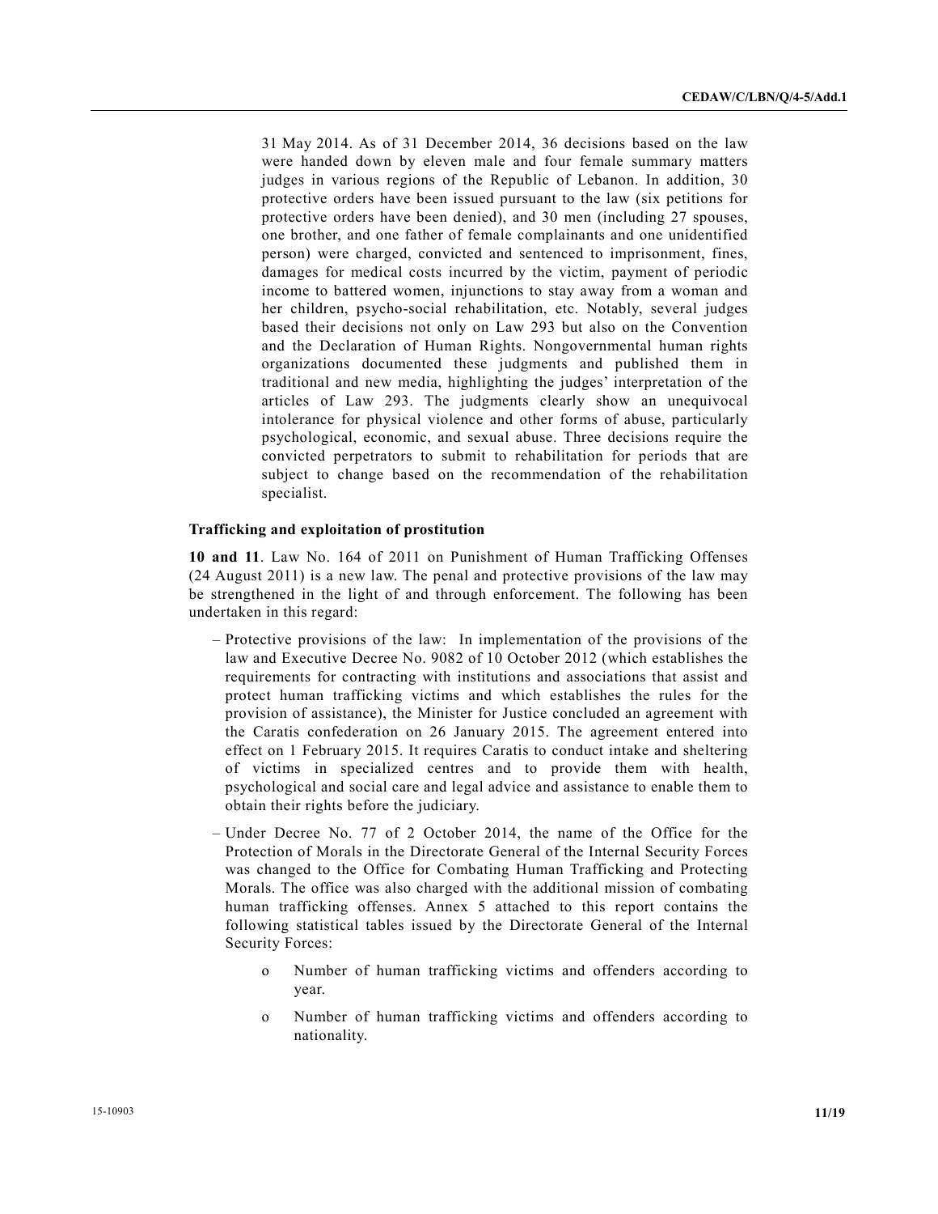31 May 2014. As of 31 December 2014, 36 decisions based on the law were handed down by eleven male and four female summary matters judges in various regions of the Republic of Lebanon. In addition, 30 protective orders have been issued pursuant to the law (six petitions for protective orders have been denied), and 30 men (including 27 spouses, one brother, and one father of female complainants and one unidentified person) were charged, convicted and sentenced to imprisonment, fines, damages for medical costs incurred by the victim, payment of periodic income to battered women, injunctions to stay away from a woman and her children, psycho-social rehabilitation, etc. Notably, several judges based their decisions not only on Law 293 but also on the Convention and the Declaration of Human Rights. Nongovernmental human rights organizations documented these judgments and published them in traditional and new media, highlighting the judges' interpretation of the articles of Law 293. The judgments clearly show an unequivocal intolerance for physical violence and other forms of abuse, particularly psychological, economic, and sexual abuse. Three decisions require the convicted perpetrators to submit to rehabilitation for periods that are subject to change based on the recommendation of the rehabilitation specialist.

### Trafficking and exploitation of prostitution

**10 and 11**. Law No. 164 of 2011 on Punishment of Human Trafficking Offenses (24 August 2011) is a new law. The penal and protective provisions of the law may be strengthened in the light of and through enforcement. The following has been undertaken in this regard:

- Protective provisions of the law: In implementation of the provisions of the law and Executive Decree No. 9082 of 10 October 2012 (which establishes the requirements for contracting with institutions and associations that assist and protect human trafficking victims and which establishes the rules for the provision of assistance), the Minister for Justice concluded an agreement with the Caratis confederation on 26 January 2015. The agreement entered into effect on 1 February 2015. It requires Caratis to conduct intake and sheltering of victims in specialized centres and to provide them with health, psychological and social care and legal advice and assistance to enable them to obtain their rights before the judiciary.
- Under Decree No. 77 of 2 October 2014, the name of the Office for the Protection of Morals in the Directorate General of the Internal Security Forces was changed to the Office for Combating Human Trafficking and Protecting Morals. The office was also charged with the additional mission of combating human trafficking offenses. Annex 5 attached to this report contains the following statistical tables issued by the Directorate General of the Internal Security Forces:
    - Number of human trafficking victims and offenders according to year.
    - Number of human trafficking victims and offenders according to nationality.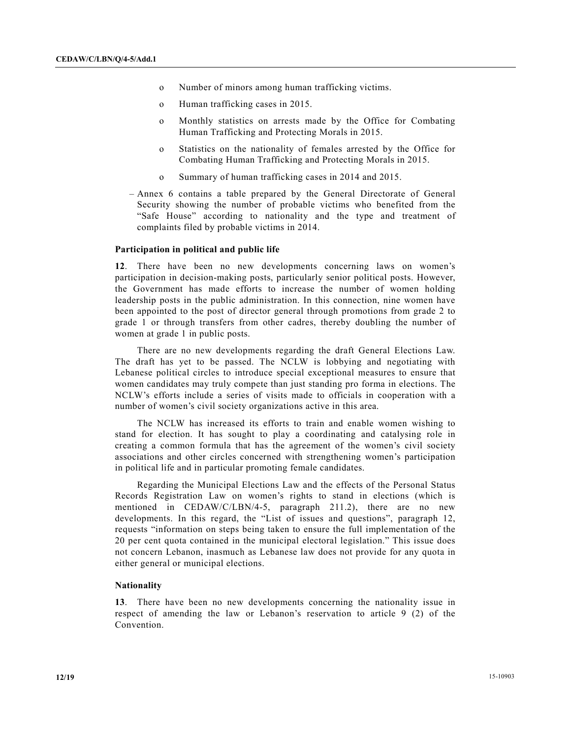- Number of minors among human trafficking victims.
- Human trafficking cases in 2015.
- Monthly statistics on arrests made by the Office for Combating Human Trafficking and Protecting Morals in 2015.
- Statistics on the nationality of females arrested by the Office for Combating Human Trafficking and Protecting Morals in 2015.
- Summary of human trafficking cases in 2014 and 2015.

– Annex 6 contains a table prepared by the General Directorate of General Security showing the number of probable victims who benefited from the "Safe House" according to nationality and the type and treatment of complaints filed by probable victims in 2014.

**Participation in political and public life**

**12**. There have been no new developments concerning laws on women's participation in decision-making posts, particularly senior political posts. However, the Government has made efforts to increase the number of women holding leadership posts in the public administration. In this connection, nine women have been appointed to the post of director general through promotions from grade 2 to grade 1 or through transfers from other cadres, thereby doubling the number of women at grade 1 in public posts.

There are no new developments regarding the draft General Elections Law. The draft has yet to be passed. The NCLW is lobbying and negotiating with Lebanese political circles to introduce special exceptional measures to ensure that women candidates may truly compete than just standing pro forma in elections. The NCLW's efforts include a series of visits made to officials in cooperation with a number of women's civil society organizations active in this area.

The NCLW has increased its efforts to train and enable women wishing to stand for election. It has sought to play a coordinating and catalysing role in creating a common formula that has the agreement of the women's civil society associations and other circles concerned with strengthening women's participation in political life and in particular promoting female candidates.

Regarding the Municipal Elections Law and the effects of the Personal Status Records Registration Law on women's rights to stand in elections (which is mentioned in CEDAW/C/LBN/4-5, paragraph 211.2), there are no new developments. In this regard, the "List of issues and questions", paragraph 12, requests "information on steps being taken to ensure the full implementation of the 20 per cent quota contained in the municipal electoral legislation." This issue does not concern Lebanon, inasmuch as Lebanese law does not provide for any quota in either general or municipal elections.

**Nationality**

**13**. There have been no new developments concerning the nationality issue in respect of amending the law or Lebanon's reservation to article 9 (2) of the Convention.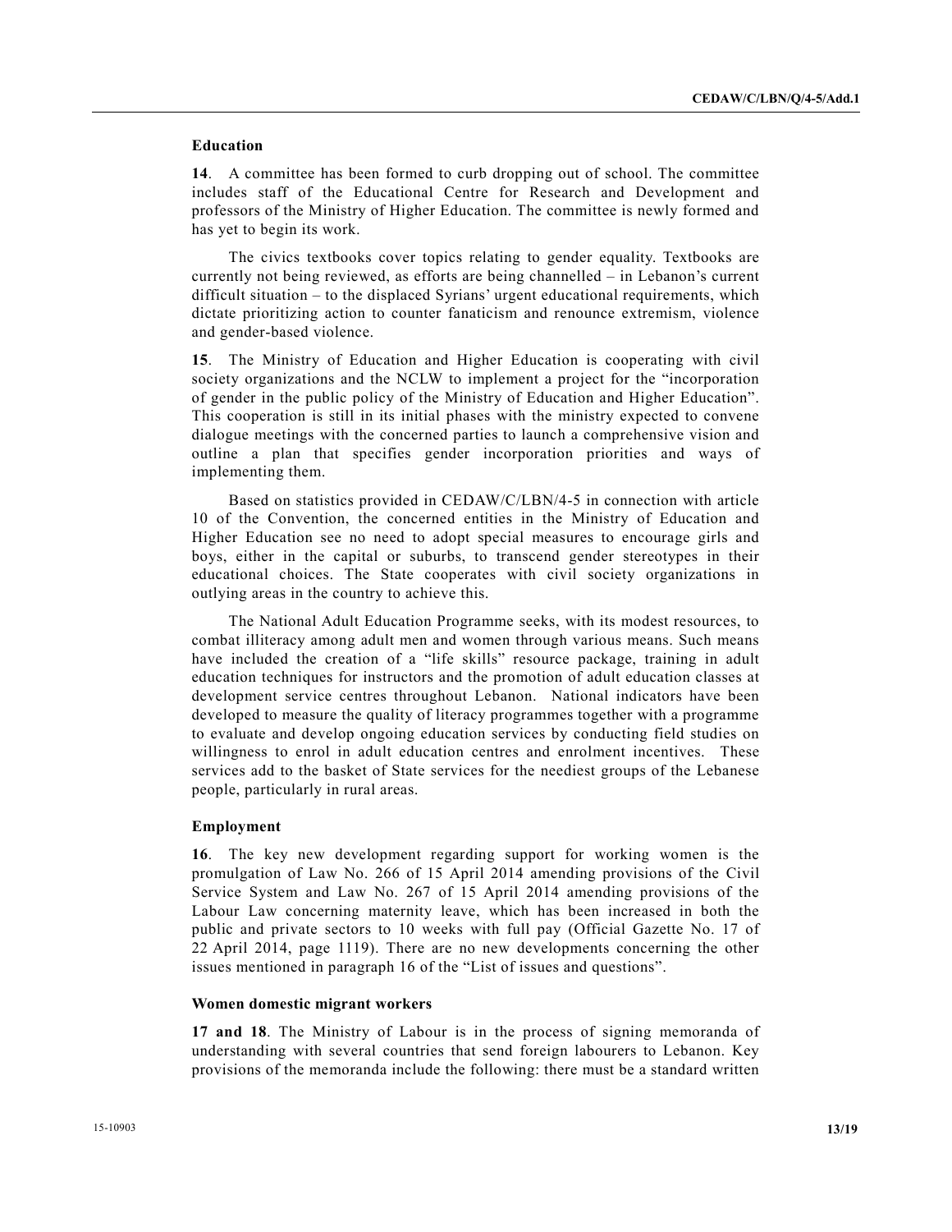### Education

**14**. A committee has been formed to curb dropping out of school. The committee includes staff of the Educational Centre for Research and Development and professors of the Ministry of Higher Education. The committee is newly formed and has yet to begin its work.

The civics textbooks cover topics relating to gender equality. Textbooks are currently not being reviewed, as efforts are being channelled – in Lebanon's current difficult situation – to the displaced Syrians' urgent educational requirements, which dictate prioritizing action to counter fanaticism and renounce extremism, violence and gender-based violence.

**15**. The Ministry of Education and Higher Education is cooperating with civil society organizations and the NCLW to implement a project for the "incorporation of gender in the public policy of the Ministry of Education and Higher Education". This cooperation is still in its initial phases with the ministry expected to convene dialogue meetings with the concerned parties to launch a comprehensive vision and outline a plan that specifies gender incorporation priorities and ways of implementing them.

Based on statistics provided in CEDAW/C/LBN/4-5 in connection with article 10 of the Convention, the concerned entities in the Ministry of Education and Higher Education see no need to adopt special measures to encourage girls and boys, either in the capital or suburbs, to transcend gender stereotypes in their educational choices. The State cooperates with civil society organizations in outlying areas in the country to achieve this.

The National Adult Education Programme seeks, with its modest resources, to combat illiteracy among adult men and women through various means. Such means have included the creation of a "life skills" resource package, training in adult education techniques for instructors and the promotion of adult education classes at development service centres throughout Lebanon. National indicators have been developed to measure the quality of literacy programmes together with a programme to evaluate and develop ongoing education services by conducting field studies on willingness to enrol in adult education centres and enrolment incentives. These services add to the basket of State services for the neediest groups of the Lebanese people, particularly in rural areas.

### Employment

**16**. The key new development regarding support for working women is the promulgation of Law No. 266 of 15 April 2014 amending provisions of the Civil Service System and Law No. 267 of 15 April 2014 amending provisions of the Labour Law concerning maternity leave, which has been increased in both the public and private sectors to 10 weeks with full pay (Official Gazette No. 17 of 22 April 2014, page 1119). There are no new developments concerning the other issues mentioned in paragraph 16 of the "List of issues and questions".

### Women domestic migrant workers

**17 and 18**. The Ministry of Labour is in the process of signing memoranda of understanding with several countries that send foreign labourers to Lebanon. Key provisions of the memoranda include the following: there must be a standard written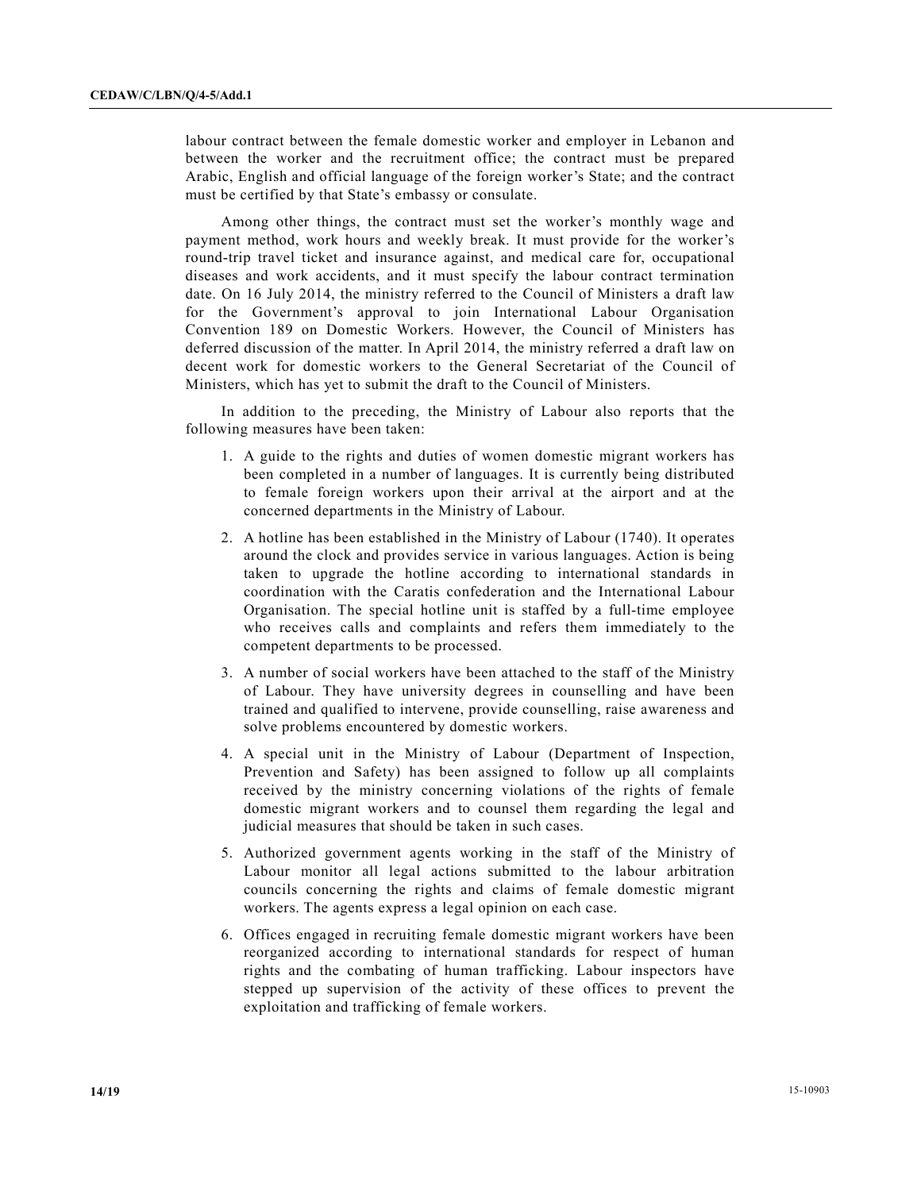labour contract between the female domestic worker and employer in Lebanon and between the worker and the recruitment office; the contract must be prepared Arabic, English and official language of the foreign worker's State; and the contract must be certified by that State's embassy or consulate.

Among other things, the contract must set the worker's monthly wage and payment method, work hours and weekly break. It must provide for the worker's round-trip travel ticket and insurance against, and medical care for, occupational diseases and work accidents, and it must specify the labour contract termination date. On 16 July 2014, the ministry referred to the Council of Ministers a draft law for the Government's approval to join International Labour Organisation Convention 189 on Domestic Workers. However, the Council of Ministers has deferred discussion of the matter. In April 2014, the ministry referred a draft law on decent work for domestic workers to the General Secretariat of the Council of Ministers, which has yet to submit the draft to the Council of Ministers.

In addition to the preceding, the Ministry of Labour also reports that the following measures have been taken:

1. A guide to the rights and duties of women domestic migrant workers has been completed in a number of languages. It is currently being distributed to female foreign workers upon their arrival at the airport and at the concerned departments in the Ministry of Labour.
2. A hotline has been established in the Ministry of Labour (1740). It operates around the clock and provides service in various languages. Action is being taken to upgrade the hotline according to international standards in coordination with the Caratis confederation and the International Labour Organisation. The special hotline unit is staffed by a full-time employee who receives calls and complaints and refers them immediately to the competent departments to be processed.
3. A number of social workers have been attached to the staff of the Ministry of Labour. They have university degrees in counselling and have been trained and qualified to intervene, provide counselling, raise awareness and solve problems encountered by domestic workers.
4. A special unit in the Ministry of Labour (Department of Inspection, Prevention and Safety) has been assigned to follow up all complaints received by the ministry concerning violations of the rights of female domestic migrant workers and to counsel them regarding the legal and judicial measures that should be taken in such cases.
5. Authorized government agents working in the staff of the Ministry of Labour monitor all legal actions submitted to the labour arbitration councils concerning the rights and claims of female domestic migrant workers. The agents express a legal opinion on each case.
6. Offices engaged in recruiting female domestic migrant workers have been reorganized according to international standards for respect of human rights and the combating of human trafficking. Labour inspectors have stepped up supervision of the activity of these offices to prevent the exploitation and trafficking of female workers.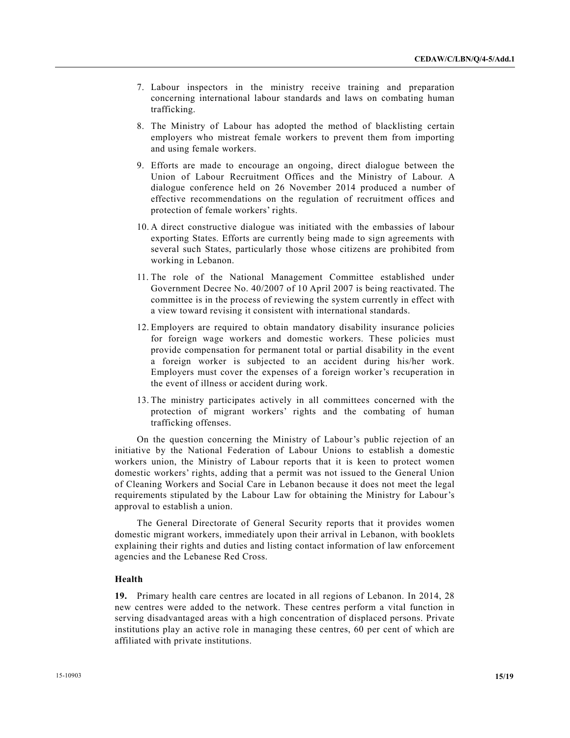7. Labour inspectors in the ministry receive training and preparation concerning international labour standards and laws on combating human trafficking.

8. The Ministry of Labour has adopted the method of blacklisting certain employers who mistreat female workers to prevent them from importing and using female workers.

9. Efforts are made to encourage an ongoing, direct dialogue between the Union of Labour Recruitment Offices and the Ministry of Labour. A dialogue conference held on 26 November 2014 produced a number of effective recommendations on the regulation of recruitment offices and protection of female workers' rights.

10. A direct constructive dialogue was initiated with the embassies of labour exporting States. Efforts are currently being made to sign agreements with several such States, particularly those whose citizens are prohibited from working in Lebanon.

11. The role of the National Management Committee established under Government Decree No. 40/2007 of 10 April 2007 is being reactivated. The committee is in the process of reviewing the system currently in effect with a view toward revising it consistent with international standards.

12. Employers are required to obtain mandatory disability insurance policies for foreign wage workers and domestic workers. These policies must provide compensation for permanent total or partial disability in the event a foreign worker is subjected to an accident during his/her work. Employers must cover the expenses of a foreign worker's recuperation in the event of illness or accident during work.

13. The ministry participates actively in all committees concerned with the protection of migrant workers' rights and the combating of human trafficking offenses.

On the question concerning the Ministry of Labour's public rejection of an initiative by the National Federation of Labour Unions to establish a domestic workers union, the Ministry of Labour reports that it is keen to protect women domestic workers' rights, adding that a permit was not issued to the General Union of Cleaning Workers and Social Care in Lebanon because it does not meet the legal requirements stipulated by the Labour Law for obtaining the Ministry for Labour's approval to establish a union.

The General Directorate of General Security reports that it provides women domestic migrant workers, immediately upon their arrival in Lebanon, with booklets explaining their rights and duties and listing contact information of law enforcement agencies and the Lebanese Red Cross.

### Health

**19.** Primary health care centres are located in all regions of Lebanon. In 2014, 28 new centres were added to the network. These centres perform a vital function in serving disadvantaged areas with a high concentration of displaced persons. Private institutions play an active role in managing these centres, 60 per cent of which are affiliated with private institutions.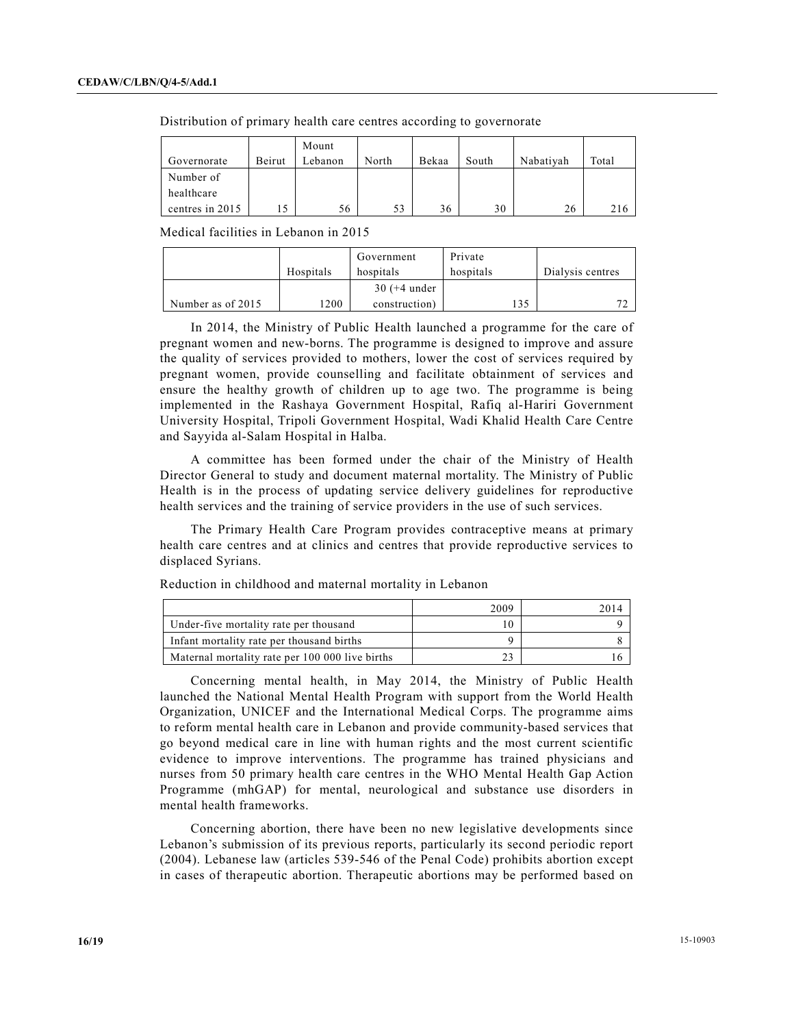Distribution of primary health care centres according to governorate

| Governorate | Beirut | Mount Lebanon | North | Bekaa | South | Nabatiyah | Total |
|---|---|---|---|---|---|---|---|
| Number of healthcare centres in 2015 | 15 | 56 | 53 | 36 | 30 | 26 | 216 |

Medical facilities in Lebanon in 2015

| | Hospitals | Government hospitals | Private hospitals | Dialysis centres |
|---|---|---|---|---|
| Number as of 2015 | 1200 | 30 (+4 under construction) | 135 | 72 |

In 2014, the Ministry of Public Health launched a programme for the care of pregnant women and new-borns. The programme is designed to improve and assure the quality of services provided to mothers, lower the cost of services required by pregnant women, provide counselling and facilitate obtainment of services and ensure the healthy growth of children up to age two. The programme is being implemented in the Rashaya Government Hospital, Rafiq al-Hariri Government University Hospital, Tripoli Government Hospital, Wadi Khalid Health Care Centre and Sayyida al-Salam Hospital in Halba.

A committee has been formed under the chair of the Ministry of Health Director General to study and document maternal mortality. The Ministry of Public Health is in the process of updating service delivery guidelines for reproductive health services and the training of service providers in the use of such services.

The Primary Health Care Program provides contraceptive means at primary health care centres and at clinics and centres that provide reproductive services to displaced Syrians.

Reduction in childhood and maternal mortality in Lebanon

| | 2009 | 2014 |
|---|---|---|
| Under-five mortality rate per thousand | 10 | 9 |
| Infant mortality rate per thousand births | 9 | 8 |
| Maternal mortality rate per 100 000 live births | 23 | 16 |

Concerning mental health, in May 2014, the Ministry of Public Health launched the National Mental Health Program with support from the World Health Organization, UNICEF and the International Medical Corps. The programme aims to reform mental health care in Lebanon and provide community-based services that go beyond medical care in line with human rights and the most current scientific evidence to improve interventions. The programme has trained physicians and nurses from 50 primary health care centres in the WHO Mental Health Gap Action Programme (mhGAP) for mental, neurological and substance use disorders in mental health frameworks.

Concerning abortion, there have been no new legislative developments since Lebanon's submission of its previous reports, particularly its second periodic report (2004). Lebanese law (articles 539-546 of the Penal Code) prohibits abortion except in cases of therapeutic abortion. Therapeutic abortions may be performed based on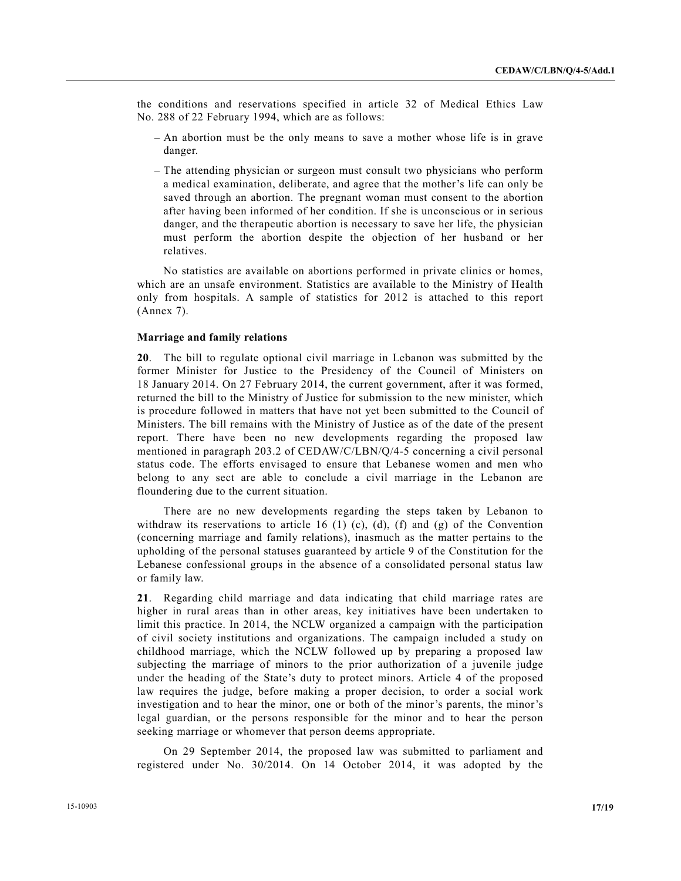the conditions and reservations specified in article 32 of Medical Ethics Law No. 288 of 22 February 1994, which are as follows:

– An abortion must be the only means to save a mother whose life is in grave danger.

– The attending physician or surgeon must consult two physicians who perform a medical examination, deliberate, and agree that the mother's life can only be saved through an abortion. The pregnant woman must consent to the abortion after having been informed of her condition. If she is unconscious or in serious danger, and the therapeutic abortion is necessary to save her life, the physician must perform the abortion despite the objection of her husband or her relatives.

No statistics are available on abortions performed in private clinics or homes, which are an unsafe environment. Statistics are available to the Ministry of Health only from hospitals. A sample of statistics for 2012 is attached to this report (Annex 7).

**Marriage and family relations**

**20**. The bill to regulate optional civil marriage in Lebanon was submitted by the former Minister for Justice to the Presidency of the Council of Ministers on 18 January 2014. On 27 February 2014, the current government, after it was formed, returned the bill to the Ministry of Justice for submission to the new minister, which is procedure followed in matters that have not yet been submitted to the Council of Ministers. The bill remains with the Ministry of Justice as of the date of the present report. There have been no new developments regarding the proposed law mentioned in paragraph 203.2 of CEDAW/C/LBN/Q/4-5 concerning a civil personal status code. The efforts envisaged to ensure that Lebanese women and men who belong to any sect are able to conclude a civil marriage in the Lebanon are floundering due to the current situation.

There are no new developments regarding the steps taken by Lebanon to withdraw its reservations to article 16 (1) (c), (d), (f) and (g) of the Convention (concerning marriage and family relations), inasmuch as the matter pertains to the upholding of the personal statuses guaranteed by article 9 of the Constitution for the Lebanese confessional groups in the absence of a consolidated personal status law or family law.

**21**. Regarding child marriage and data indicating that child marriage rates are higher in rural areas than in other areas, key initiatives have been undertaken to limit this practice. In 2014, the NCLW organized a campaign with the participation of civil society institutions and organizations. The campaign included a study on childhood marriage, which the NCLW followed up by preparing a proposed law subjecting the marriage of minors to the prior authorization of a juvenile judge under the heading of the State's duty to protect minors. Article 4 of the proposed law requires the judge, before making a proper decision, to order a social work investigation and to hear the minor, one or both of the minor's parents, the minor's legal guardian, or the persons responsible for the minor and to hear the person seeking marriage or whomever that person deems appropriate.

On 29 September 2014, the proposed law was submitted to parliament and registered under No. 30/2014. On 14 October 2014, it was adopted by the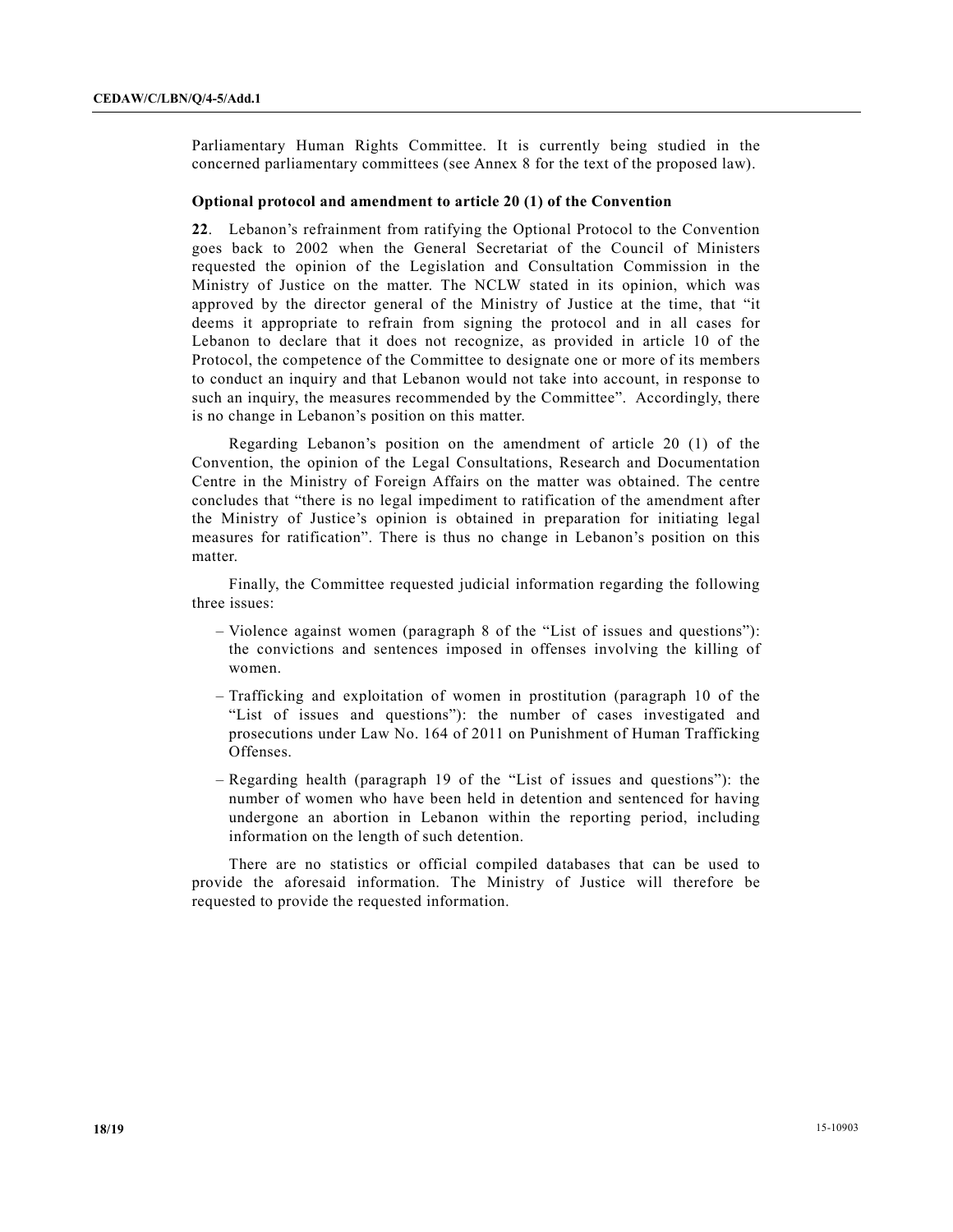Parliamentary Human Rights Committee. It is currently being studied in the concerned parliamentary committees (see Annex 8 for the text of the proposed law).

### Optional protocol and amendment to article 20 (1) of the Convention

**22**. Lebanon's refrainment from ratifying the Optional Protocol to the Convention goes back to 2002 when the General Secretariat of the Council of Ministers requested the opinion of the Legislation and Consultation Commission in the Ministry of Justice on the matter. The NCLW stated in its opinion, which was approved by the director general of the Ministry of Justice at the time, that "it deems it appropriate to refrain from signing the protocol and in all cases for Lebanon to declare that it does not recognize, as provided in article 10 of the Protocol, the competence of the Committee to designate one or more of its members to conduct an inquiry and that Lebanon would not take into account, in response to such an inquiry, the measures recommended by the Committee". Accordingly, there is no change in Lebanon's position on this matter.

Regarding Lebanon's position on the amendment of article 20 (1) of the Convention, the opinion of the Legal Consultations, Research and Documentation Centre in the Ministry of Foreign Affairs on the matter was obtained. The centre concludes that "there is no legal impediment to ratification of the amendment after the Ministry of Justice's opinion is obtained in preparation for initiating legal measures for ratification". There is thus no change in Lebanon's position on this matter.

Finally, the Committee requested judicial information regarding the following three issues:

- Violence against women (paragraph 8 of the "List of issues and questions"): the convictions and sentences imposed in offenses involving the killing of women.
- Trafficking and exploitation of women in prostitution (paragraph 10 of the "List of issues and questions"): the number of cases investigated and prosecutions under Law No. 164 of 2011 on Punishment of Human Trafficking Offenses.
- Regarding health (paragraph 19 of the "List of issues and questions"): the number of women who have been held in detention and sentenced for having undergone an abortion in Lebanon within the reporting period, including information on the length of such detention.

There are no statistics or official compiled databases that can be used to provide the aforesaid information. The Ministry of Justice will therefore be requested to provide the requested information.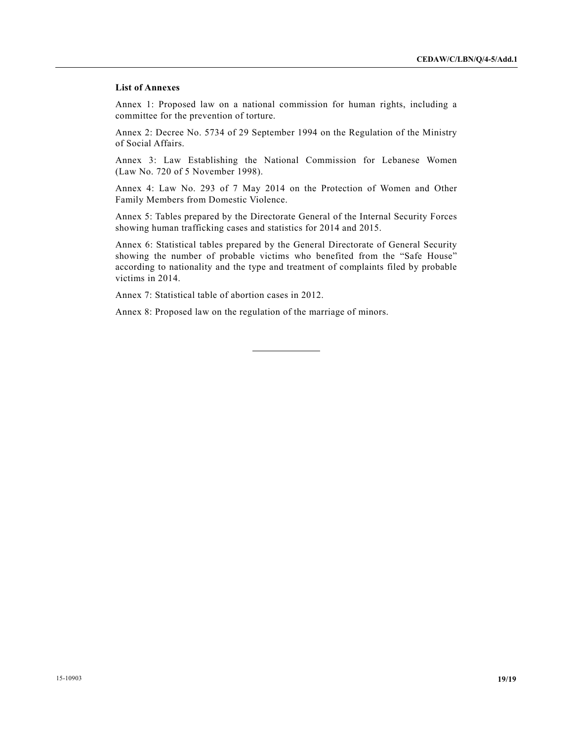**List of Annexes**

Annex 1: Proposed law on a national commission for human rights, including a committee for the prevention of torture.

Annex 2: Decree No. 5734 of 29 September 1994 on the Regulation of the Ministry of Social Affairs.

Annex 3: Law Establishing the National Commission for Lebanese Women (Law No. 720 of 5 November 1998).

Annex 4: Law No. 293 of 7 May 2014 on the Protection of Women and Other Family Members from Domestic Violence.

Annex 5: Tables prepared by the Directorate General of the Internal Security Forces showing human trafficking cases and statistics for 2014 and 2015.

Annex 6: Statistical tables prepared by the General Directorate of General Security showing the number of probable victims who benefited from the "Safe House" according to nationality and the type and treatment of complaints filed by probable victims in 2014.

Annex 7: Statistical table of abortion cases in 2012.

Annex 8: Proposed law on the regulation of the marriage of minors.